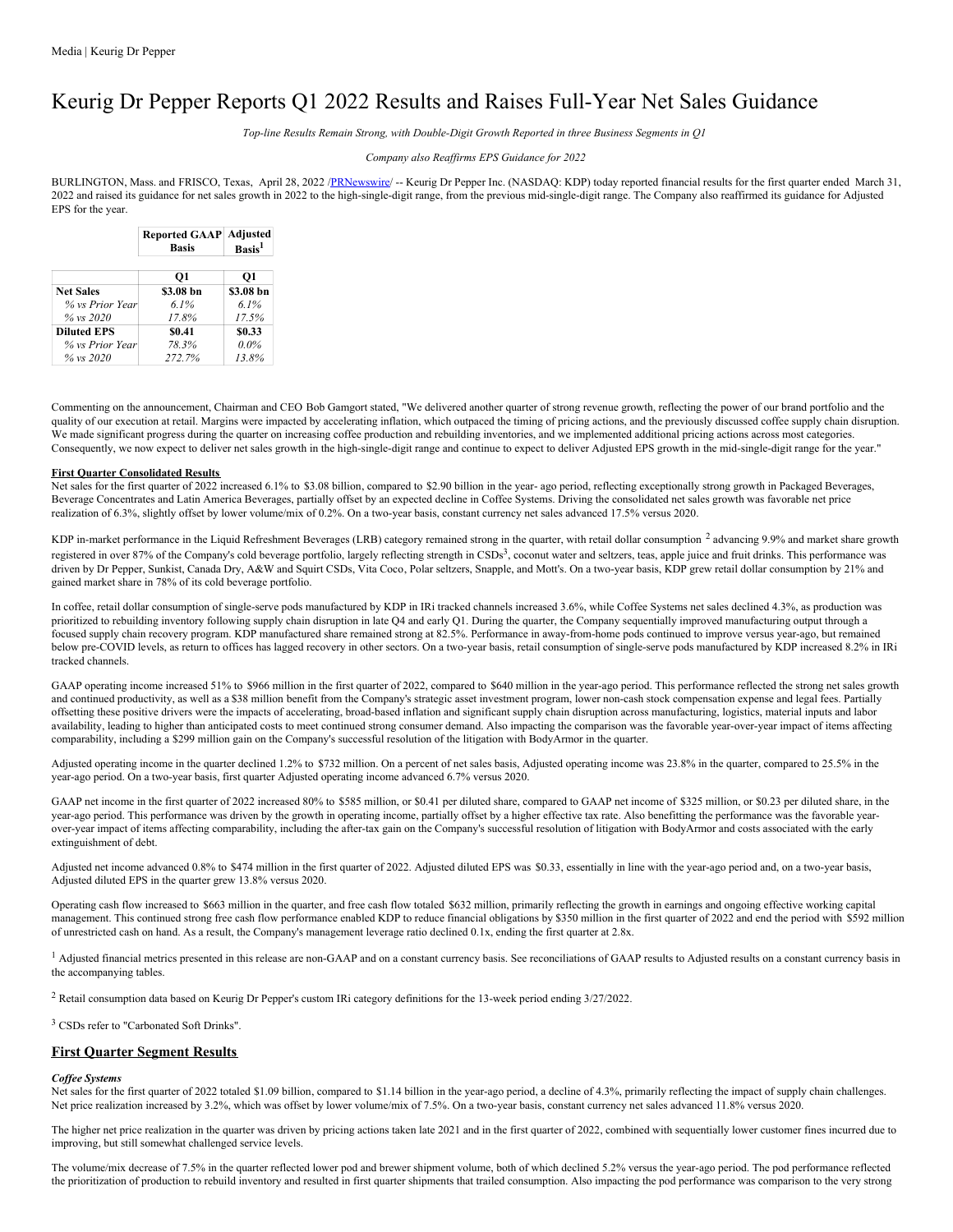Media | Keurig Dr Pepper

# Keurig Dr Pepper Reports Q1 2022 Results and Raises Full-Year Net Sales Guidance

*Top-line Results Remain Strong, with Double-Digit Growth Reported in three Business Segments in Q1*

*Company also Reaffirms EPS Guidance for 2022*

BURLINGTON, Mass. and FRISCO, Texas, April 28, 2022 /PRNewswire/ -- Keurig Dr Pepper Inc. (NASDAQ: KDP) today reported financial results for the first quarter ended March 31, 2022 and raised its guidance for net sales growth in 2022 to the high-single-digit range, from the previous mid-single-digit range. The Company also reaffirmed its guidance for Adjusted EPS for the year.

| | Reported GAAP Basis | Adjusted Basis[1] |
|---|---|---|
| | **Q1** | **Q1** |
| **Net Sales** | **$3.08 bn** | **$3.08 bn** |
| *% vs Prior Year* | *6.1%* | *6.1%* |
| *% vs 2020* | *17.8%* | *17.5%* |
| **Diluted EPS** | **$0.41** | **$0.33** |
| *% vs Prior Year* | *78.3%* | *0.0%* |
| *% vs 2020* | *272.7%* | *13.8%* |

Commenting on the announcement, Chairman and CEO Bob Gamgort stated, "We delivered another quarter of strong revenue growth, reflecting the power of our brand portfolio and the quality of our execution at retail. Margins were impacted by accelerating inflation, which outpaced the timing of pricing actions, and the previously discussed coffee supply chain disruption. We made significant progress during the quarter on increasing coffee production and rebuilding inventories, and we implemented additional pricing actions across most categories. Consequently, we now expect to deliver net sales growth in the high-single-digit range and continue to expect to deliver Adjusted EPS growth in the mid-single-digit range for the year."

**First Quarter Consolidated Results**

Net sales for the first quarter of 2022 increased 6.1% to $3.08 billion, compared to $2.90 billion in the year- ago period, reflecting exceptionally strong growth in Packaged Beverages, Beverage Concentrates and Latin America Beverages, partially offset by an expected decline in Coffee Systems. Driving the consolidated net sales growth was favorable net price realization of 6.3%, slightly offset by lower volume/mix of 0.2%. On a two-year basis, constant currency net sales advanced 17.5% versus 2020.

KDP in-market performance in the Liquid Refreshment Beverages (LRB) category remained strong in the quarter, with retail dollar consumption [2] advancing 9.9% and market share growth registered in over 87% of the Company's cold beverage portfolio, largely reflecting strength in CSDs[3], coconut water and seltzers, teas, apple juice and fruit drinks. This performance was driven by Dr Pepper, Sunkist, Canada Dry, A&W and Squirt CSDs, Vita Coco, Polar seltzers, Snapple, and Mott's. On a two-year basis, KDP grew retail dollar consumption by 21% and gained market share in 78% of its cold beverage portfolio.

In coffee, retail dollar consumption of single-serve pods manufactured by KDP in IRi tracked channels increased 3.6%, while Coffee Systems net sales declined 4.3%, as production was prioritized to rebuilding inventory following supply chain disruption in late Q4 and early Q1. During the quarter, the Company sequentially improved manufacturing output through a focused supply chain recovery program. KDP manufactured share remained strong at 82.5%. Performance in away-from-home pods continued to improve versus year-ago, but remained below pre-COVID levels, as return to offices has lagged recovery in other sectors. On a two-year basis, retail consumption of single-serve pods manufactured by KDP increased 8.2% in IRi tracked channels.

GAAP operating income increased 51% to $966 million in the first quarter of 2022, compared to $640 million in the year-ago period. This performance reflected the strong net sales growth and continued productivity, as well as a $38 million benefit from the Company's strategic asset investment program, lower non-cash stock compensation expense and legal fees. Partially offsetting these positive drivers were the impacts of accelerating, broad-based inflation and significant supply chain disruption across manufacturing, logistics, material inputs and labor availability, leading to higher than anticipated costs to meet continued strong consumer demand. Also impacting the comparison was the favorable year-over-year impact of items affecting comparability, including a $299 million gain on the Company's successful resolution of the litigation with BodyArmor in the quarter.

Adjusted operating income in the quarter declined 1.2% to $732 million. On a percent of net sales basis, Adjusted operating income was 23.8% in the quarter, compared to 25.5% in the year-ago period. On a two-year basis, first quarter Adjusted operating income advanced 6.7% versus 2020.

GAAP net income in the first quarter of 2022 increased 80% to $585 million, or $0.41 per diluted share, compared to GAAP net income of $325 million, or $0.23 per diluted share, in the year-ago period. This performance was driven by the growth in operating income, partially offset by a higher effective tax rate. Also benefitting the performance was the favorable year-over-year impact of items affecting comparability, including the after-tax gain on the Company's successful resolution of litigation with BodyArmor and costs associated with the early extinguishment of debt.

Adjusted net income advanced 0.8% to $474 million in the first quarter of 2022. Adjusted diluted EPS was $0.33, essentially in line with the year-ago period and, on a two-year basis, Adjusted diluted EPS in the quarter grew 13.8% versus 2020.

Operating cash flow increased to $663 million in the quarter, and free cash flow totaled $632 million, primarily reflecting the growth in earnings and ongoing effective working capital management. This continued strong free cash flow performance enabled KDP to reduce financial obligations by $350 million in the first quarter of 2022 and end the period with $592 million of unrestricted cash on hand. As a result, the Company's management leverage ratio declined 0.1x, ending the first quarter at 2.8x.

[1] Adjusted financial metrics presented in this release are non-GAAP and on a constant currency basis. See reconciliations of GAAP results to Adjusted results on a constant currency basis in the accompanying tables.

[2] Retail consumption data based on Keurig Dr Pepper's custom IRi category definitions for the 13-week period ending 3/27/2022.

[3] CSDs refer to "Carbonated Soft Drinks".

## First Quarter Segment Results

### *Coffee Systems*

Net sales for the first quarter of 2022 totaled $1.09 billion, compared to $1.14 billion in the year-ago period, a decline of 4.3%, primarily reflecting the impact of supply chain challenges. Net price realization increased by 3.2%, which was offset by lower volume/mix of 7.5%. On a two-year basis, constant currency net sales advanced 11.8% versus 2020.

The higher net price realization in the quarter was driven by pricing actions taken late 2021 and in the first quarter of 2022, combined with sequentially lower customer fines incurred due to improving, but still somewhat challenged service levels.

The volume/mix decrease of 7.5% in the quarter reflected lower pod and brewer shipment volume, both of which declined 5.2% versus the year-ago period. The pod performance reflected the prioritization of production to rebuild inventory and resulted in first quarter shipments that trailed consumption. Also impacting the pod performance was comparison to the very strong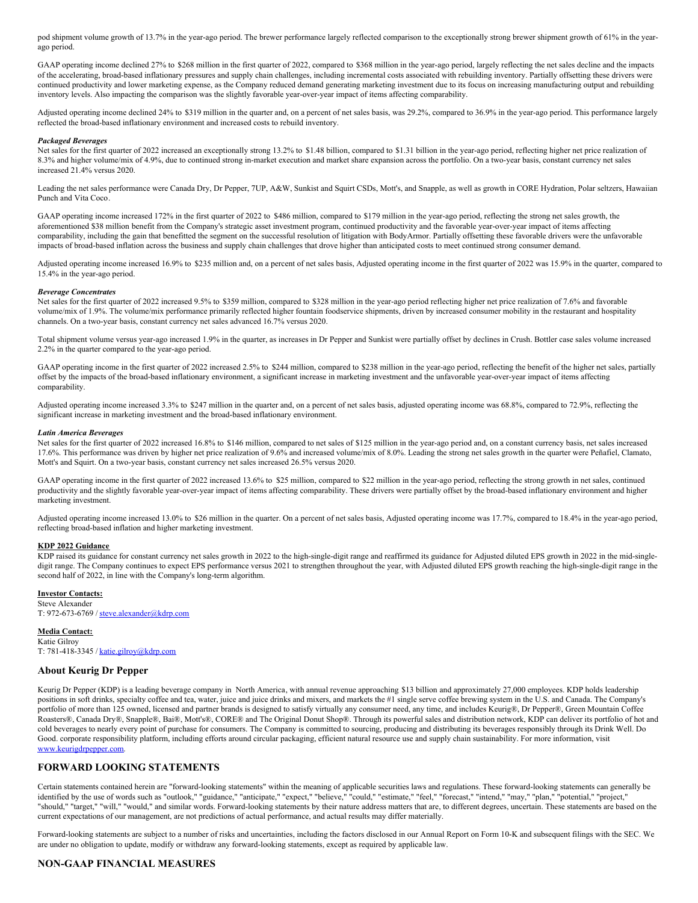pod shipment volume growth of 13.7% in the year-ago period. The brewer performance largely reflected comparison to the exceptionally strong brewer shipment growth of 61% in the year-ago period.

GAAP operating income declined 27% to $268 million in the first quarter of 2022, compared to $368 million in the year-ago period, largely reflecting the net sales decline and the impacts of the accelerating, broad-based inflationary pressures and supply chain challenges, including incremental costs associated with rebuilding inventory. Partially offsetting these drivers were continued productivity and lower marketing expense, as the Company reduced demand generating marketing investment due to its focus on increasing manufacturing output and rebuilding inventory levels. Also impacting the comparison was the slightly favorable year-over-year impact of items affecting comparability.

Adjusted operating income declined 24% to $319 million in the quarter and, on a percent of net sales basis, was 29.2%, compared to 36.9% in the year-ago period. This performance largely reflected the broad-based inflationary environment and increased costs to rebuild inventory.

*Packaged Beverages*

Net sales for the first quarter of 2022 increased an exceptionally strong 13.2% to $1.48 billion, compared to $1.31 billion in the year-ago period, reflecting higher net price realization of 8.3% and higher volume/mix of 4.9%, due to continued strong in-market execution and market share expansion across the portfolio. On a two-year basis, constant currency net sales increased 21.4% versus 2020.

Leading the net sales performance were Canada Dry, Dr Pepper, 7UP, A&W, Sunkist and Squirt CSDs, Mott's, and Snapple, as well as growth in CORE Hydration, Polar seltzers, Hawaiian Punch and Vita Coco.

GAAP operating income increased 172% in the first quarter of 2022 to $486 million, compared to $179 million in the year-ago period, reflecting the strong net sales growth, the aforementioned $38 million benefit from the Company's strategic asset investment program, continued productivity and the favorable year-over-year impact of items affecting comparability, including the gain that benefitted the segment on the successful resolution of litigation with BodyArmor. Partially offsetting these favorable drivers were the unfavorable impacts of broad-based inflation across the business and supply chain challenges that drove higher than anticipated costs to meet continued strong consumer demand.

Adjusted operating income increased 16.9% to $235 million and, on a percent of net sales basis, Adjusted operating income in the first quarter of 2022 was 15.9% in the quarter, compared to 15.4% in the year-ago period.

*Beverage Concentrates*

Net sales for the first quarter of 2022 increased 9.5% to $359 million, compared to $328 million in the year-ago period reflecting higher net price realization of 7.6% and favorable volume/mix of 1.9%. The volume/mix performance primarily reflected higher fountain foodservice shipments, driven by increased consumer mobility in the restaurant and hospitality channels. On a two-year basis, constant currency net sales advanced 16.7% versus 2020.

Total shipment volume versus year-ago increased 1.9% in the quarter, as increases in Dr Pepper and Sunkist were partially offset by declines in Crush. Bottler case sales volume increased 2.2% in the quarter compared to the year-ago period.

GAAP operating income in the first quarter of 2022 increased 2.5% to $244 million, compared to $238 million in the year-ago period, reflecting the benefit of the higher net sales, partially offset by the impacts of the broad-based inflationary environment, a significant increase in marketing investment and the unfavorable year-over-year impact of items affecting comparability.

Adjusted operating income increased 3.3% to $247 million in the quarter and, on a percent of net sales basis, adjusted operating income was 68.8%, compared to 72.9%, reflecting the significant increase in marketing investment and the broad-based inflationary environment.

*Latin America Beverages*

Net sales for the first quarter of 2022 increased 16.8% to $146 million, compared to net sales of $125 million in the year-ago period and, on a constant currency basis, net sales increased 17.6%. This performance was driven by higher net price realization of 9.6% and increased volume/mix of 8.0%. Leading the strong net sales growth in the quarter were Peñafiel, Clamato, Mott's and Squirt. On a two-year basis, constant currency net sales increased 26.5% versus 2020.

GAAP operating income in the first quarter of 2022 increased 13.6% to $25 million, compared to $22 million in the year-ago period, reflecting the strong growth in net sales, continued productivity and the slightly favorable year-over-year impact of items affecting comparability. These drivers were partially offset by the broad-based inflationary environment and higher marketing investment.

Adjusted operating income increased 13.0% to $26 million in the quarter. On a percent of net sales basis, Adjusted operating income was 17.7%, compared to 18.4% in the year-ago period, reflecting broad-based inflation and higher marketing investment.

**KDP 2022 Guidance**

KDP raised its guidance for constant currency net sales growth in 2022 to the high-single-digit range and reaffirmed its guidance for Adjusted diluted EPS growth in 2022 in the mid-single-digit range. The Company continues to expect EPS performance versus 2021 to strengthen throughout the year, with Adjusted diluted EPS growth reaching the high-single-digit range in the second half of 2022, in line with the Company's long-term algorithm.

**Investor Contacts:**

Steve Alexander
T: 972-673-6769 / steve.alexander@kdrp.com

**Media Contact:**

Katie Gilroy
T: 781-418-3345 / katie.gilroy@kdrp.com

## About Keurig Dr Pepper

Keurig Dr Pepper (KDP) is a leading beverage company in North America, with annual revenue approaching $13 billion and approximately 27,000 employees. KDP holds leadership positions in soft drinks, specialty coffee and tea, water, juice and juice drinks and mixers, and markets the #1 single serve coffee brewing system in the U.S. and Canada. The Company's portfolio of more than 125 owned, licensed and partner brands is designed to satisfy virtually any consumer need, any time, and includes Keurig®, Dr Pepper®, Green Mountain Coffee Roasters®, Canada Dry®, Snapple®, Bai®, Mott's®, CORE® and The Original Donut Shop®. Through its powerful sales and distribution network, KDP can deliver its portfolio of hot and cold beverages to nearly every point of purchase for consumers. The Company is committed to sourcing, producing and distributing its beverages responsibly through its Drink Well. Do Good. corporate responsibility platform, including efforts around circular packaging, efficient natural resource use and supply chain sustainability. For more information, visit www.keurigdrpepper.com.

## FORWARD LOOKING STATEMENTS

Certain statements contained herein are "forward-looking statements" within the meaning of applicable securities laws and regulations. These forward-looking statements can generally be identified by the use of words such as "outlook," "guidance," "anticipate," "expect," "believe," "could," "estimate," "feel," "forecast," "intend," "may," "plan," "potential," "project," "should," "target," "will," "would," and similar words. Forward-looking statements by their nature address matters that are, to different degrees, uncertain. These statements are based on the current expectations of our management, are not predictions of actual performance, and actual results may differ materially.

Forward-looking statements are subject to a number of risks and uncertainties, including the factors disclosed in our Annual Report on Form 10-K and subsequent filings with the SEC. We are under no obligation to update, modify or withdraw any forward-looking statements, except as required by applicable law.

## NON-GAAP FINANCIAL MEASURES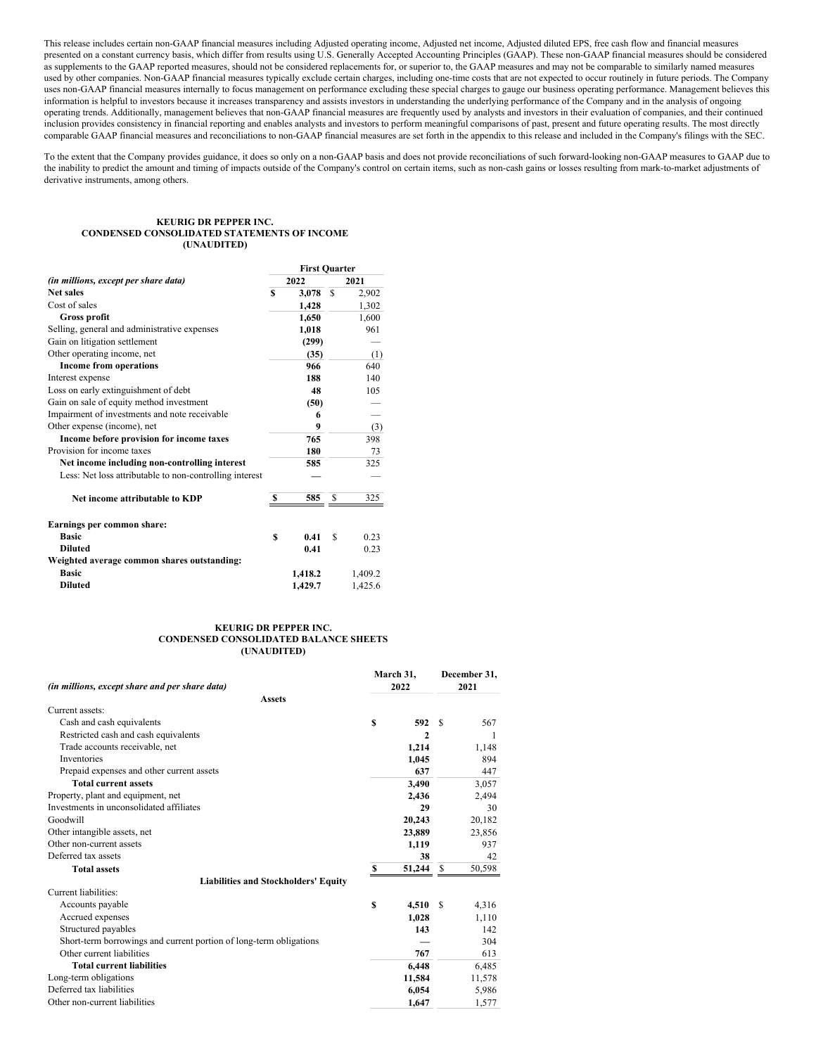This release includes certain non-GAAP financial measures including Adjusted operating income, Adjusted net income, Adjusted diluted EPS, free cash flow and financial measures presented on a constant currency basis, which differ from results using U.S. Generally Accepted Accounting Principles (GAAP). These non-GAAP financial measures should be considered as supplements to the GAAP reported measures, should not be considered replacements for, or superior to, the GAAP measures and may not be comparable to similarly named measures used by other companies. Non-GAAP financial measures typically exclude certain charges, including one-time costs that are not expected to occur routinely in future periods. The Company uses non-GAAP financial measures internally to focus management on performance excluding these special charges to gauge our business operating performance. Management believes this information is helpful to investors because it increases transparency and assists investors in understanding the underlying performance of the Company and in the analysis of ongoing operating trends. Additionally, management believes that non-GAAP financial measures are frequently used by analysts and investors in their evaluation of companies, and their continued inclusion provides consistency in financial reporting and enables analysts and investors to perform meaningful comparisons of past, present and future operating results. The most directly comparable GAAP financial measures and reconciliations to non-GAAP financial measures are set forth in the appendix to this release and included in the Company's filings with the SEC.

To the extent that the Company provides guidance, it does so only on a non-GAAP basis and does not provide reconciliations of such forward-looking non-GAAP measures to GAAP due to the inability to predict the amount and timing of impacts outside of the Company's control on certain items, such as non-cash gains or losses resulting from mark-to-market adjustments of derivative instruments, among others.

**KEURIG DR PEPPER INC.**
**CONDENSED CONSOLIDATED STATEMENTS OF INCOME**
**(UNAUDITED)**

| | First Quarter | |
|---|---|---|
| *(in millions, except per share data)* | 2022 | 2021 |
| **Net sales** | **$ 3,078** | $ 2,902 |
| Cost of sales | **1,428** | 1,302 |
| **Gross profit** | **1,650** | 1,600 |
| Selling, general and administrative expenses | **1,018** | 961 |
| Gain on litigation settlement | **(299)** | — |
| Other operating income, net | **(35)** | (1) |
| **Income from operations** | **966** | 640 |
| Interest expense | **188** | 140 |
| Loss on early extinguishment of debt | **48** | 105 |
| Gain on sale of equity method investment | **(50)** | — |
| Impairment of investments and note receivable | **6** | — |
| Other expense (income), net | **9** | (3) |
| **Income before provision for income taxes** | **765** | 398 |
| Provision for income taxes | **180** | 73 |
| **Net income including non-controlling interest** | **585** | 325 |
| Less: Net loss attributable to non-controlling interest | **—** | — |
| **Net income attributable to KDP** | **$ 585** | $ 325 |
| | | |
| **Earnings per common share:** | | |
| **Basic** | **$ 0.41** | $ 0.23 |
| **Diluted** | **0.41** | 0.23 |
| **Weighted average common shares outstanding:** | | |
| **Basic** | **1,418.2** | 1,409.2 |
| **Diluted** | **1,429.7** | 1,425.6 |

**KEURIG DR PEPPER INC.**
**CONDENSED CONSOLIDATED BALANCE SHEETS**
**(UNAUDITED)**

| *(in millions, except share and per share data)* | March 31, 2022 | December 31, 2021 |
|---|---|---|
| **Assets** | | |
| Current assets: | | |
| Cash and cash equivalents | **$ 592** | $ 567 |
| Restricted cash and cash equivalents | **2** | 1 |
| Trade accounts receivable, net | **1,214** | 1,148 |
| Inventories | **1,045** | 894 |
| Prepaid expenses and other current assets | **637** | 447 |
| **Total current assets** | **3,490** | 3,057 |
| Property, plant and equipment, net | **2,436** | 2,494 |
| Investments in unconsolidated affiliates | **29** | 30 |
| Goodwill | **20,243** | 20,182 |
| Other intangible assets, net | **23,889** | 23,856 |
| Other non-current assets | **1,119** | 937 |
| Deferred tax assets | **38** | 42 |
| **Total assets** | **$ 51,244** | $ 50,598 |
| **Liabilities and Stockholders' Equity** | | |
| Current liabilities: | | |
| Accounts payable | **$ 4,510** | $ 4,316 |
| Accrued expenses | **1,028** | 1,110 |
| Structured payables | **143** | 142 |
| Short-term borrowings and current portion of long-term obligations | **—** | 304 |
| Other current liabilities | **767** | 613 |
| **Total current liabilities** | **6,448** | 6,485 |
| Long-term obligations | **11,584** | 11,578 |
| Deferred tax liabilities | **6,054** | 5,986 |
| Other non-current liabilities | **1,647** | 1,577 |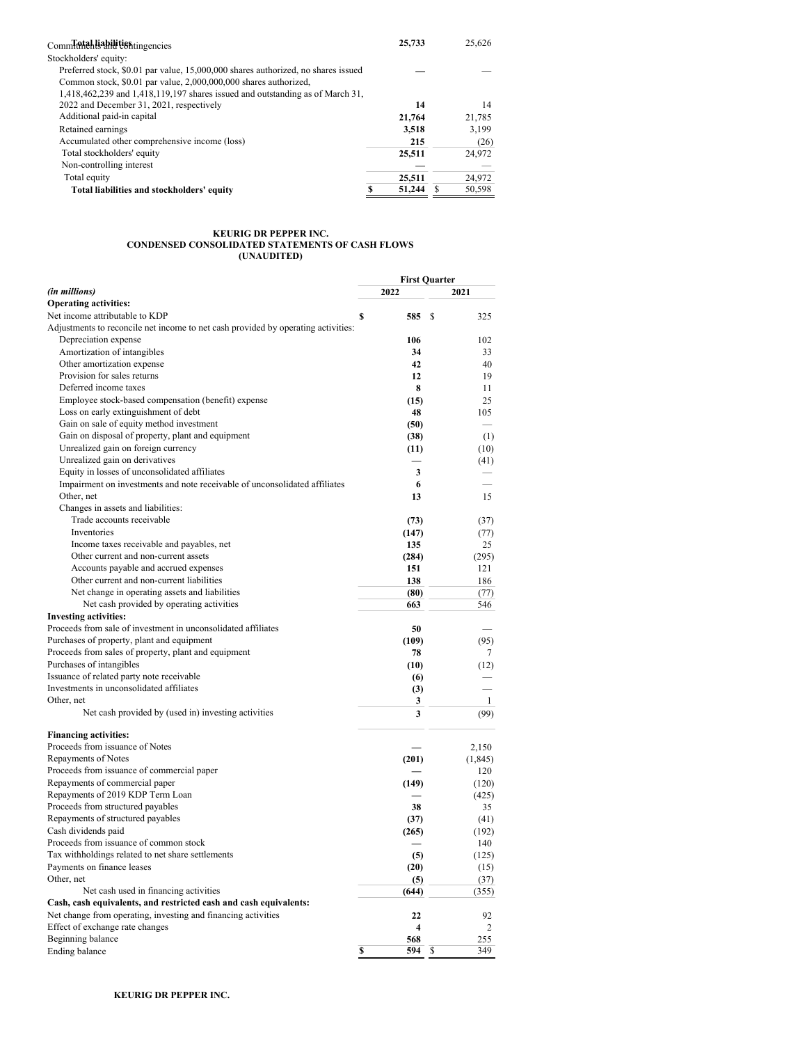| | | |
|---|---|---|
| Total liabilities | 25,733 | 25,626 |
| Commitments and contingencies | | |
| Stockholders' equity: | | |
| Preferred stock, $0.01 par value, 15,000,000 shares authorized, no shares issued | — | — |
| Common stock, $0.01 par value, 2,000,000,000 shares authorized, 1,418,462,239 and 1,418,119,197 shares issued and outstanding as of March 31, 2022 and December 31, 2021, respectively | 14 | 14 |
| Additional paid-in capital | 21,764 | 21,785 |
| Retained earnings | 3,518 | 3,199 |
| Accumulated other comprehensive income (loss) | 215 | (26) |
| Total stockholders' equity | 25,511 | 24,972 |
| Non-controlling interest | — | — |
| Total equity | 25,511 | 24,972 |
| **Total liabilities and stockholders' equity** | $ 51,244 | $ 50,598 |

**KEURIG DR PEPPER INC.**
**CONDENSED CONSOLIDATED STATEMENTS OF CASH FLOWS**
**(UNAUDITED)**

| | First Quarter | |
|---|---|---|
| *(in millions)* | 2022 | 2021 |
| **Operating activities:** | | |
| Net income attributable to KDP | $ 585 | $ 325 |
| Adjustments to reconcile net income to net cash provided by operating activities: | | |
| Depreciation expense | 106 | 102 |
| Amortization of intangibles | 34 | 33 |
| Other amortization expense | 42 | 40 |
| Provision for sales returns | 12 | 19 |
| Deferred income taxes | 8 | 11 |
| Employee stock-based compensation (benefit) expense | (15) | 25 |
| Loss on early extinguishment of debt | 48 | 105 |
| Gain on sale of equity method investment | (50) | — |
| Gain on disposal of property, plant and equipment | (38) | (1) |
| Unrealized gain on foreign currency | (11) | (10) |
| Unrealized gain on derivatives | — | (41) |
| Equity in losses of unconsolidated affiliates | 3 | — |
| Impairment on investments and note receivable of unconsolidated affiliates | 6 | — |
| Other, net | 13 | 15 |
| Changes in assets and liabilities: | | |
| Trade accounts receivable | (73) | (37) |
| Inventories | (147) | (77) |
| Income taxes receivable and payables, net | 135 | 25 |
| Other current and non-current assets | (284) | (295) |
| Accounts payable and accrued expenses | 151 | 121 |
| Other current and non-current liabilities | 138 | 186 |
| Net change in operating assets and liabilities | (80) | (77) |
| Net cash provided by operating activities | 663 | 546 |
| **Investing activities:** | | |
| Proceeds from sale of investment in unconsolidated affiliates | 50 | — |
| Purchases of property, plant and equipment | (109) | (95) |
| Proceeds from sales of property, plant and equipment | 78 | 7 |
| Purchases of intangibles | (10) | (12) |
| Issuance of related party note receivable | (6) | — |
| Investments in unconsolidated affiliates | (3) | — |
| Other, net | 3 | 1 |
| Net cash provided by (used in) investing activities | 3 | (99) |
| **Financing activities:** | | |
| Proceeds from issuance of Notes | — | 2,150 |
| Repayments of Notes | (201) | (1,845) |
| Proceeds from issuance of commercial paper | — | 120 |
| Repayments of commercial paper | (149) | (120) |
| Repayments of 2019 KDP Term Loan | — | (425) |
| Proceeds from structured payables | 38 | 35 |
| Repayments of structured payables | (37) | (41) |
| Cash dividends paid | (265) | (192) |
| Proceeds from issuance of common stock | — | 140 |
| Tax withholdings related to net share settlements | (5) | (125) |
| Payments on finance leases | (20) | (15) |
| Other, net | (5) | (37) |
| Net cash used in financing activities | (644) | (355) |
| **Cash, cash equivalents, and restricted cash and cash equivalents:** | | |
| Net change from operating, investing and financing activities | 22 | 92 |
| Effect of exchange rate changes | 4 | 2 |
| Beginning balance | 568 | 255 |
| Ending balance | $ 594 | $ 349 |

**KEURIG DR PEPPER INC.**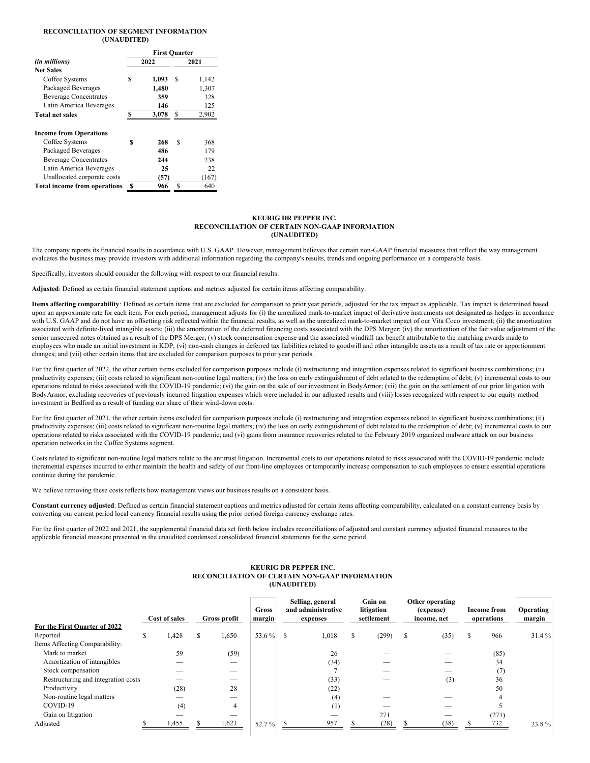**RECONCILIATION OF SEGMENT INFORMATION**
**(UNAUDITED)**

| *(in millions)* | First Quarter 2022 | First Quarter 2021 |
|---|---|---|
| **Net Sales** | | |
| Coffee Systems | **$ 1,093** | $ 1,142 |
| Packaged Beverages | **1,480** | 1,307 |
| Beverage Concentrates | **359** | 328 |
| Latin America Beverages | **146** | 125 |
| **Total net sales** | **$ 3,078** | $ 2,902 |
| | | |
| **Income from Operations** | | |
| Coffee Systems | **$ 268** | $ 368 |
| Packaged Beverages | **486** | 179 |
| Beverage Concentrates | **244** | 238 |
| Latin America Beverages | **25** | 22 |
| Unallocated corporate costs | **(57)** | (167) |
| **Total income from operations** | **$ 966** | $ 640 |

**KEURIG DR PEPPER INC.**
**RECONCILIATION OF CERTAIN NON-GAAP INFORMATION**
**(UNAUDITED)**

The company reports its financial results in accordance with U.S. GAAP. However, management believes that certain non-GAAP financial measures that reflect the way management evaluates the business may provide investors with additional information regarding the company's results, trends and ongoing performance on a comparable basis.

Specifically, investors should consider the following with respect to our financial results:

**Adjusted**: Defined as certain financial statement captions and metrics adjusted for certain items affecting comparability.

**Items affecting comparability**: Defined as certain items that are excluded for comparison to prior year periods, adjusted for the tax impact as applicable. Tax impact is determined based upon an approximate rate for each item. For each period, management adjusts for (i) the unrealized mark-to-market impact of derivative instruments not designated as hedges in accordance with U.S. GAAP and do not have an offsetting risk reflected within the financial results, as well as the unrealized mark-to-market impact of our Vita Coco investment; (ii) the amortization associated with definite-lived intangible assets; (iii) the amortization of the deferred financing costs associated with the DPS Merger; (iv) the amortization of the fair value adjustment of the senior unsecured notes obtained as a result of the DPS Merger; (v) stock compensation expense and the associated windfall tax benefit attributable to the matching awards made to employees who made an initial investment in KDP; (vi) non-cash changes in deferred tax liabilities related to goodwill and other intangible assets as a result of tax rate or apportionment changes; and (vii) other certain items that are excluded for comparison purposes to prior year periods.

For the first quarter of 2022, the other certain items excluded for comparison purposes include (i) restructuring and integration expenses related to significant business combinations; (ii) productivity expenses; (iii) costs related to significant non-routine legal matters; (iv) the loss on early extinguishment of debt related to the redemption of debt; (v) incremental costs to our operations related to risks associated with the COVID-19 pandemic; (vi) the gain on the sale of our investment in BodyArmor; (vii) the gain on the settlement of our prior litigation with BodyArmor, excluding recoveries of previously incurred litigation expenses which were included in our adjusted results and (viii) losses recognized with respect to our equity method investment in Bedford as a result of funding our share of their wind-down costs.

For the first quarter of 2021, the other certain items excluded for comparison purposes include (i) restructuring and integration expenses related to significant business combinations; (ii) productivity expenses; (iii) costs related to significant non-routine legal matters; (iv) the loss on early extinguishment of debt related to the redemption of debt; (v) incremental costs to our operations related to risks associated with the COVID-19 pandemic; and (vi) gains from insurance recoveries related to the February 2019 organized malware attack on our business operation networks in the Coffee Systems segment.

Costs related to significant non-routine legal matters relate to the antitrust litigation. Incremental costs to our operations related to risks associated with the COVID-19 pandemic include incremental expenses incurred to either maintain the health and safety of our front-line employees or temporarily increase compensation to such employees to ensure essential operations continue during the pandemic.

We believe removing these costs reflects how management views our business results on a consistent basis.

**Constant currency adjusted**: Defined as certain financial statement captions and metrics adjusted for certain items affecting comparability, calculated on a constant currency basis by converting our current period local currency financial results using the prior period foreign currency exchange rates.

For the first quarter of 2022 and 2021, the supplemental financial data set forth below includes reconciliations of adjusted and constant currency adjusted financial measures to the applicable financial measure presented in the unaudited condensed consolidated financial statements for the same period.

**KEURIG DR PEPPER INC.**
**RECONCILIATION OF CERTAIN NON-GAAP INFORMATION**
**(UNAUDITED)**

| | Cost of sales | Gross profit | Gross margin | Selling, general and administrative expenses | Gain on litigation settlement | Other operating (expense) income, net | Income from operations | Operating margin |
|---|---|---|---|---|---|---|---|---|
| **For the First Quarter of 2022** | | | | | | | | |
| Reported | $ 1,428 | $ 1,650 | 53.6 % | $ 1,018 | $ (299) | $ (35) | $ 966 | 31.4 % |
| Items Affecting Comparability: | | | | | | | | |
| Mark to market | 59 | (59) | | 26 | — | — | (85) | |
| Amortization of intangibles | — | — | | (34) | — | — | 34 | |
| Stock compensation | — | — | | 7 | — | — | (7) | |
| Restructuring and integration costs | — | — | | (33) | — | (3) | 36 | |
| Productivity | (28) | 28 | | (22) | — | — | 50 | |
| Non-routine legal matters | — | — | | (4) | — | — | 4 | |
| COVID-19 | (4) | 4 | | (1) | — | — | 5 | |
| Gain on litigation | — | — | | — | 271 | — | (271) | |
| Adjusted | $ 1,455 | $ 1,623 | 52.7 % | $ 957 | $ (28) | $ (38) | $ 732 | 23.8 % |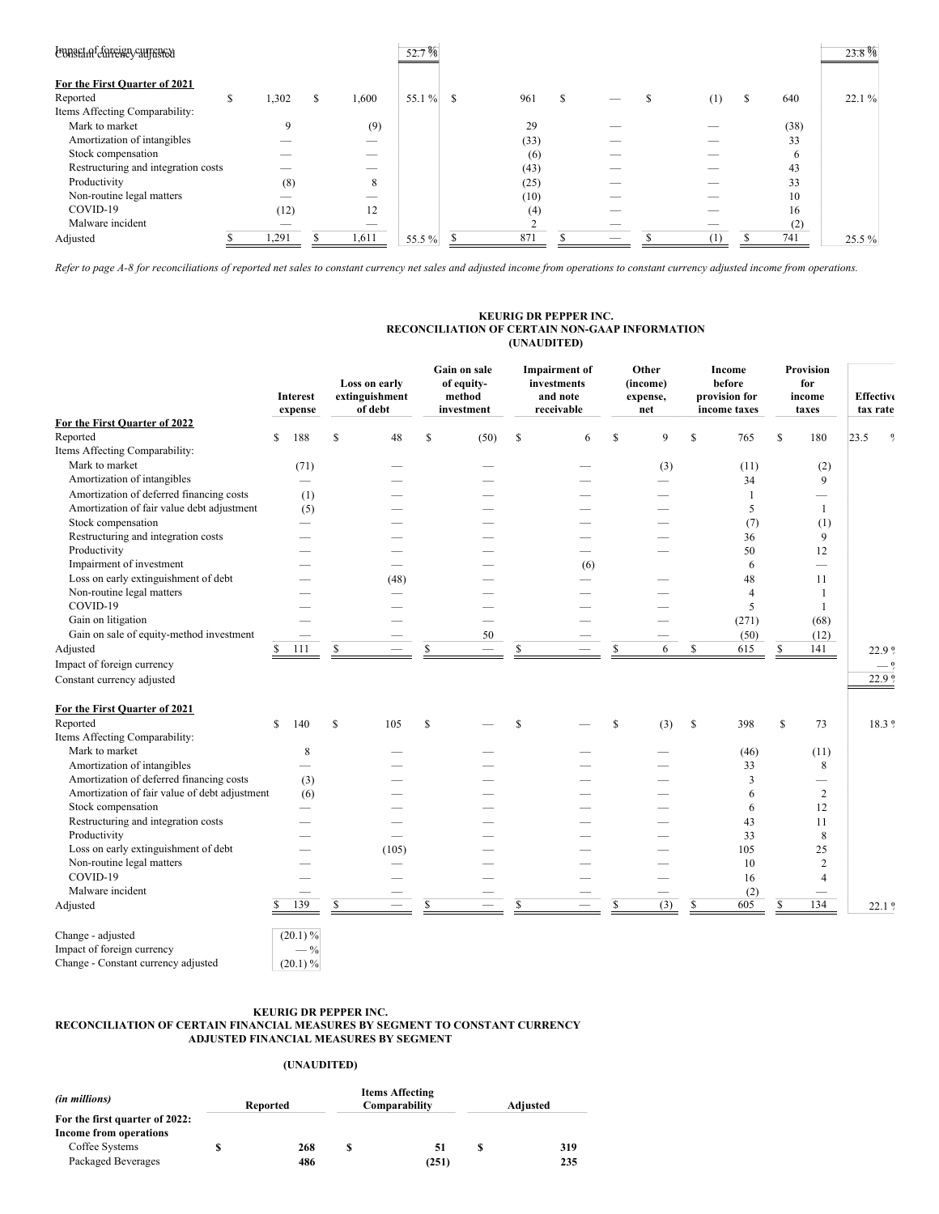| | | | | | | | | |
|---|---|---|---|---|---|---|---|---|
| Impact of foreign currency | | | — % | | | | | — % |
| Constant currency adjusted | | | 52.7 % | | | | | 23.8 % |
| **For the First Quarter of 2021** | | | | | | | | |
| Reported | $ 1,302 | $ 1,600 | 55.1 % | $ 961 | $ — | $ (1) | $ 640 | 22.1 % |
| Items Affecting Comparability: | | | | | | | | |
| Mark to market | 9 | (9) | | 29 | — | — | (38) | |
| Amortization of intangibles | — | — | | (33) | — | — | 33 | |
| Stock compensation | — | — | | (6) | — | — | 6 | |
| Restructuring and integration costs | — | — | | (43) | — | — | 43 | |
| Productivity | (8) | 8 | | (25) | — | — | 33 | |
| Non-routine legal matters | — | — | | (10) | — | — | 10 | |
| COVID-19 | (12) | 12 | | (4) | — | — | 16 | |
| Malware incident | — | — | | 2 | — | — | (2) | |
| Adjusted | $ 1,291 | $ 1,611 | 55.5 % | $ 871 | $ — | $ (1) | $ 741 | 25.5 % |

*Refer to page A-8 for reconciliations of reported net sales to constant currency net sales and adjusted income from operations to constant currency adjusted income from operations.*

**KEURIG DR PEPPER INC.**
**RECONCILIATION OF CERTAIN NON-GAAP INFORMATION**
**(UNAUDITED)**

| | Interest expense | Loss on early extinguishment of debt | Gain on sale of equity-method investment | Impairment of investments and note receivable | Other (income) expense, net | Income before provision for income taxes | Provision for income taxes | Effective tax rate |
|---|---|---|---|---|---|---|---|---|
| **For the First Quarter of 2022** | | | | | | | | |
| Reported | $ 188 | $ 48 | $ (50) | $ 6 | $ 9 | $ 765 | $ 180 | 23.5 % |
| Items Affecting Comparability: | | | | | | | | |
| Mark to market | (71) | — | — | — | (3) | (11) | (2) | |
| Amortization of intangibles | — | — | — | — | — | 34 | 9 | |
| Amortization of deferred financing costs | (1) | — | — | — | — | 1 | — | |
| Amortization of fair value debt adjustment | (5) | — | — | — | — | 5 | 1 | |
| Stock compensation | — | — | — | — | — | (7) | (1) | |
| Restructuring and integration costs | — | — | — | — | — | 36 | 9 | |
| Productivity | — | — | — | — | — | 50 | 12 | |
| Impairment of investment | — | — | — | (6) | | 6 | — | |
| Loss on early extinguishment of debt | — | (48) | — | — | — | 48 | 11 | |
| Non-routine legal matters | — | — | — | — | — | 4 | 1 | |
| COVID-19 | — | — | — | — | — | 5 | 1 | |
| Gain on litigation | — | — | — | — | — | (271) | (68) | |
| Gain on sale of equity-method investment | — | — | 50 | — | — | (50) | (12) | |
| Adjusted | $ 111 | $ — | $ — | $ — | $ 6 | $ 615 | $ 141 | 22.9 % |
| Impact of foreign currency | | | | | | | | — % |
| Constant currency adjusted | | | | | | | | 22.9 % |
| **For the First Quarter of 2021** | | | | | | | | |
| Reported | $ 140 | $ 105 | $ — | $ — | $ (3) | $ 398 | $ 73 | 18.3 % |
| Items Affecting Comparability: | | | | | | | | |
| Mark to market | 8 | — | — | — | — | (46) | (11) | |
| Amortization of intangibles | — | — | — | — | — | 33 | 8 | |
| Amortization of deferred financing costs | (3) | — | — | — | — | 3 | — | |
| Amortization of fair value of debt adjustment | (6) | — | — | — | — | 6 | 2 | |
| Stock compensation | — | — | — | — | — | 6 | 12 | |
| Restructuring and integration costs | — | — | — | — | — | 43 | 11 | |
| Productivity | — | — | — | — | — | 33 | 8 | |
| Loss on early extinguishment of debt | — | (105) | — | — | — | 105 | 25 | |
| Non-routine legal matters | — | — | — | — | — | 10 | 2 | |
| COVID-19 | — | — | — | — | — | 16 | 4 | |
| Malware incident | — | — | — | — | — | (2) | — | |
| Adjusted | $ 139 | $ — | $ — | $ — | $ (3) | $ 605 | $ 134 | 22.1 % |
| | | | | | | | | |
| Change - adjusted | (20.1) % | | | | | | | |
| Impact of foreign currency | — % | | | | | | | |
| Change - Constant currency adjusted | (20.1) % | | | | | | | |

**KEURIG DR PEPPER INC.**
**RECONCILIATION OF CERTAIN FINANCIAL MEASURES BY SEGMENT TO CONSTANT CURRENCY ADJUSTED FINANCIAL MEASURES BY SEGMENT**

**(UNAUDITED)**

| *(in millions)* | Reported | Items Affecting Comparability | Adjusted |
|---|---|---|---|
| **For the first quarter of 2022:** | | | |
| **Income from operations** | | | |
| Coffee Systems | **$ 268** | **$ 51** | **$ 319** |
| Packaged Beverages | **486** | **(251)** | **235** |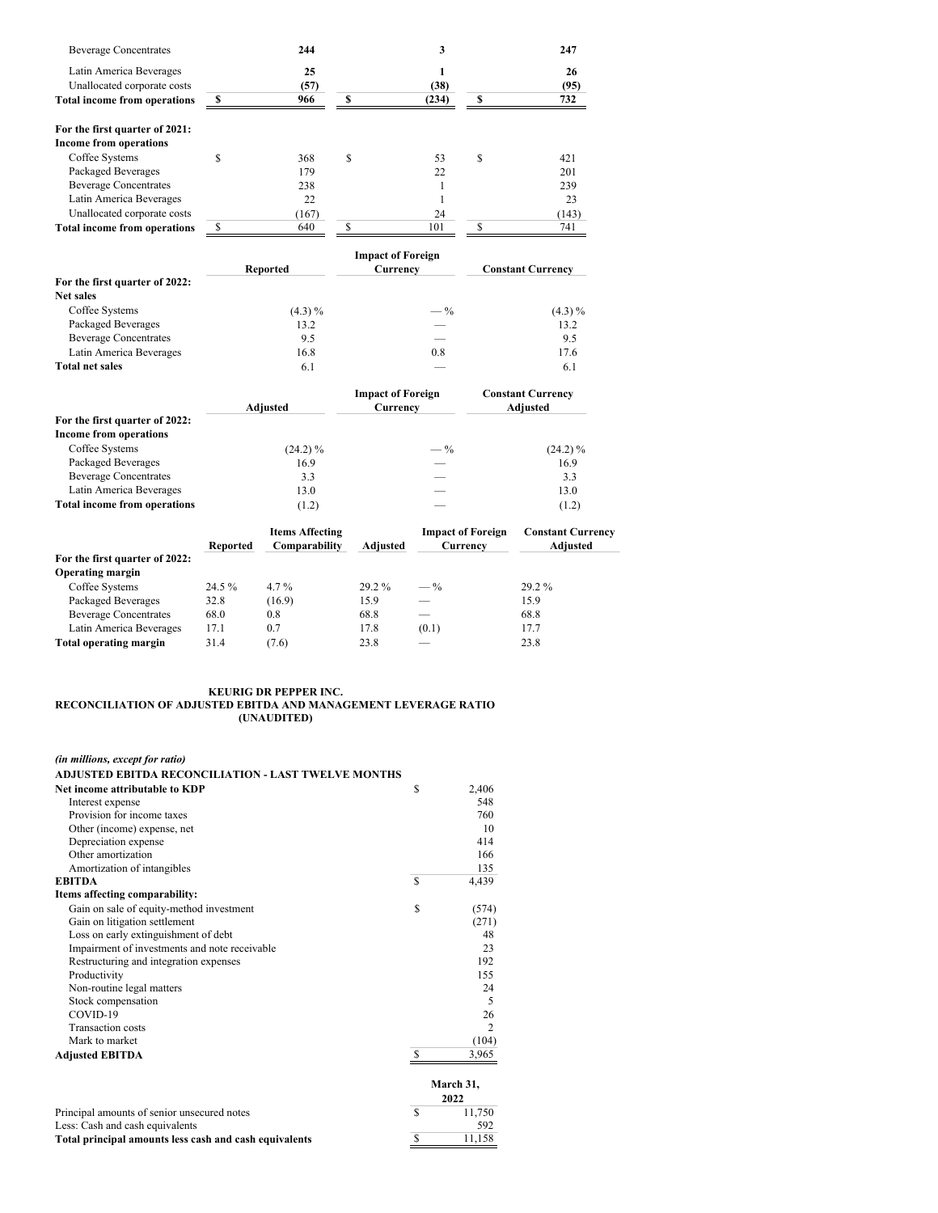| | | | |
|---|---|---|---|
| Beverage Concentrates | **244** | **3** | **247** |
| Latin America Beverages | **25** | **1** | **26** |
| Unallocated corporate costs | **(57)** | **(38)** | **(95)** |
| **Total income from operations** | **$ 966** | **$ (234)** | **$ 732** |
| | | | |
| **For the first quarter of 2021:** | | | |
| **Income from operations** | | | |
| Coffee Systems | $ 368 | $ 53 | $ 421 |
| Packaged Beverages | 179 | 22 | 201 |
| Beverage Concentrates | 238 | 1 | 239 |
| Latin America Beverages | 22 | 1 | 23 |
| Unallocated corporate costs | (167) | 24 | (143) |
| **Total income from operations** | $ 640 | $ 101 | $ 741 |

| | Reported | Impact of Foreign Currency | Constant Currency |
|---|---|---|---|
| **For the first quarter of 2022:** | | | |
| **Net sales** | | | |
| Coffee Systems | (4.3) % | — % | (4.3) % |
| Packaged Beverages | 13.2 | — | 13.2 |
| Beverage Concentrates | 9.5 | — | 9.5 |
| Latin America Beverages | 16.8 | 0.8 | 17.6 |
| **Total net sales** | 6.1 | — | 6.1 |

| | Adjusted | Impact of Foreign Currency | Constant Currency Adjusted |
|---|---|---|---|
| **For the first quarter of 2022:** | | | |
| **Income from operations** | | | |
| Coffee Systems | (24.2) % | — % | (24.2) % |
| Packaged Beverages | 16.9 | — | 16.9 |
| Beverage Concentrates | 3.3 | — | 3.3 |
| Latin America Beverages | 13.0 | — | 13.0 |
| **Total income from operations** | (1.2) | — | (1.2) |

| | Reported | Items Affecting Comparability | Adjusted | Impact of Foreign Currency | Constant Currency Adjusted |
|---|---|---|---|---|---|
| **For the first quarter of 2022:** | | | | | |
| **Operating margin** | | | | | |
| Coffee Systems | 24.5 % | 4.7 % | 29.2 % | — % | 29.2 % |
| Packaged Beverages | 32.8 | (16.9) | 15.9 | — | 15.9 |
| Beverage Concentrates | 68.0 | 0.8 | 68.8 | — | 68.8 |
| Latin America Beverages | 17.1 | 0.7 | 17.8 | (0.1) | 17.7 |
| **Total operating margin** | 31.4 | (7.6) | 23.8 | — | 23.8 |

**KEURIG DR PEPPER INC.**
**RECONCILIATION OF ADJUSTED EBITDA AND MANAGEMENT LEVERAGE RATIO**
**(UNAUDITED)**

*(in millions, except for ratio)*

| **ADJUSTED EBITDA RECONCILIATION - LAST TWELVE MONTHS** | |
|---|---|
| **Net income attributable to KDP** | $ 2,406 |
| Interest expense | 548 |
| Provision for income taxes | 760 |
| Other (income) expense, net | 10 |
| Depreciation expense | 414 |
| Other amortization | 166 |
| Amortization of intangibles | 135 |
| **EBITDA** | $ 4,439 |
| **Items affecting comparability:** | |
| Gain on sale of equity-method investment | $ (574) |
| Gain on litigation settlement | (271) |
| Loss on early extinguishment of debt | 48 |
| Impairment of investments and note receivable | 23 |
| Restructuring and integration expenses | 192 |
| Productivity | 155 |
| Non-routine legal matters | 24 |
| Stock compensation | 5 |
| COVID-19 | 26 |
| Transaction costs | 2 |
| Mark to market | (104) |
| **Adjusted EBITDA** | $ 3,965 |

| | March 31, 2022 |
|---|---|
| Principal amounts of senior unsecured notes | $ 11,750 |
| Less: Cash and cash equivalents | 592 |
| **Total principal amounts less cash and cash equivalents** | $ 11,158 |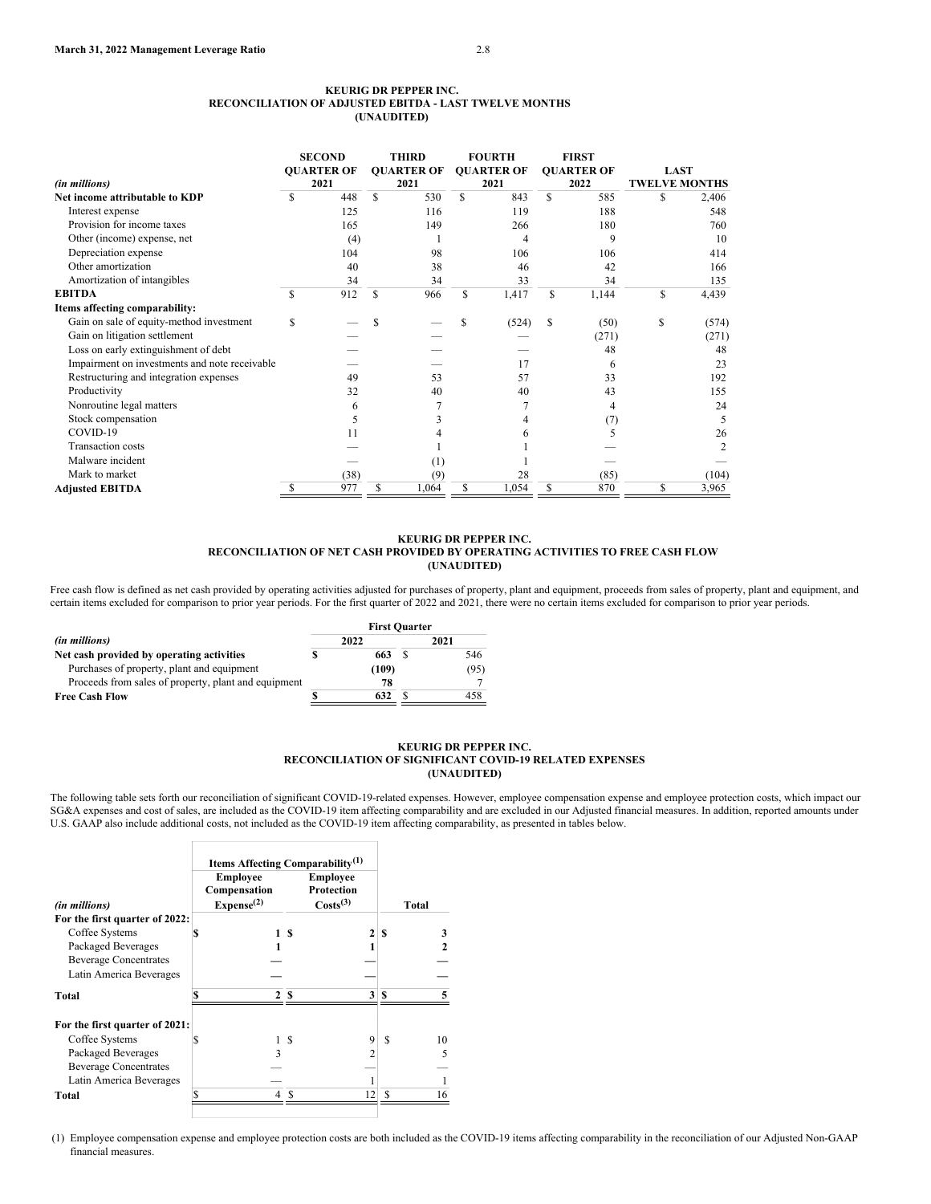**March 31, 2022 Management Leverage Ratio** 2.8

## KEURIG DR PEPPER INC.
## RECONCILIATION OF ADJUSTED EBITDA - LAST TWELVE MONTHS
## (UNAUDITED)

| *(in millions)* | SECOND QUARTER OF 2021 | THIRD QUARTER OF 2021 | FOURTH QUARTER OF 2021 | FIRST QUARTER OF 2022 | LAST TWELVE MONTHS |
|---|---|---|---|---|---|
| **Net income attributable to KDP** | $ 448 | $ 530 | $ 843 | $ 585 | $ 2,406 |
| Interest expense | 125 | 116 | 119 | 188 | 548 |
| Provision for income taxes | 165 | 149 | 266 | 180 | 760 |
| Other (income) expense, net | (4) | 1 | 4 | 9 | 10 |
| Depreciation expense | 104 | 98 | 106 | 106 | 414 |
| Other amortization | 40 | 38 | 46 | 42 | 166 |
| Amortization of intangibles | 34 | 34 | 33 | 34 | 135 |
| **EBITDA** | $ 912 | $ 966 | $ 1,417 | $ 1,144 | $ 4,439 |
| **Items affecting comparability:** | | | | | |
| Gain on sale of equity-method investment | $ — | $ — | $ (524) | $ (50) | $ (574) |
| Gain on litigation settlement | — | — | — | (271) | (271) |
| Loss on early extinguishment of debt | — | — | — | 48 | 48 |
| Impairment on investments and note receivable | — | — | 17 | 6 | 23 |
| Restructuring and integration expenses | 49 | 53 | 57 | 33 | 192 |
| Productivity | 32 | 40 | 40 | 43 | 155 |
| Nonroutine legal matters | 6 | 7 | 7 | 4 | 24 |
| Stock compensation | 5 | 3 | 4 | (7) | 5 |
| COVID-19 | 11 | 4 | 6 | 5 | 26 |
| Transaction costs | — | 1 | 1 | — | 2 |
| Malware incident | — | (1) | 1 | — | — |
| Mark to market | (38) | (9) | 28 | (85) | (104) |
| **Adjusted EBITDA** | $ 977 | $ 1,064 | $ 1,054 | $ 870 | $ 3,965 |

## KEURIG DR PEPPER INC.
## RECONCILIATION OF NET CASH PROVIDED BY OPERATING ACTIVITIES TO FREE CASH FLOW
## (UNAUDITED)

Free cash flow is defined as net cash provided by operating activities adjusted for purchases of property, plant and equipment, proceeds from sales of property, plant and equipment, and certain items excluded for comparison to prior year periods. For the first quarter of 2022 and 2021, there were no certain items excluded for comparison to prior year periods.

| | First Quarter | |
|---|---|---|
| *(in millions)* | 2022 | 2021 |
| **Net cash provided by operating activities** | **$ 663** | $ 546 |
| Purchases of property, plant and equipment | **(109)** | (95) |
| Proceeds from sales of property, plant and equipment | **78** | 7 |
| **Free Cash Flow** | **$ 632** | $ 458 |

## KEURIG DR PEPPER INC.
## RECONCILIATION OF SIGNIFICANT COVID-19 RELATED EXPENSES
## (UNAUDITED)

The following table sets forth our reconciliation of significant COVID-19-related expenses. However, employee compensation expense and employee protection costs, which impact our SG&A expenses and cost of sales, are included as the COVID-19 item affecting comparability and are excluded in our Adjusted financial measures. In addition, reported amounts under U.S. GAAP also include additional costs, not included as the COVID-19 item affecting comparability, as presented in tables below.

| | Items Affecting Comparability[(1)] | | |
|---|---|---|---|
| *(in millions)* | Employee Compensation Expense[(2)] | Employee Protection Costs[(3)] | Total |
| **For the first quarter of 2022:** | | | |
| Coffee Systems | **$ 1** | **$ 2** | **$ 3** |
| Packaged Beverages | **1** | **1** | **2** |
| Beverage Concentrates | **—** | **—** | **—** |
| Latin America Beverages | **—** | **—** | **—** |
| **Total** | **$ 2** | **$ 3** | **$ 5** |
| **For the first quarter of 2021:** | | | |
| Coffee Systems | $ 1 | $ 9 | $ 10 |
| Packaged Beverages | 3 | 2 | 5 |
| Beverage Concentrates | — | — | — |
| Latin America Beverages | — | 1 | 1 |
| **Total** | $ 4 | $ 12 | $ 16 |

(1) Employee compensation expense and employee protection costs are both included as the COVID-19 items affecting comparability in the reconciliation of our Adjusted Non-GAAP financial measures.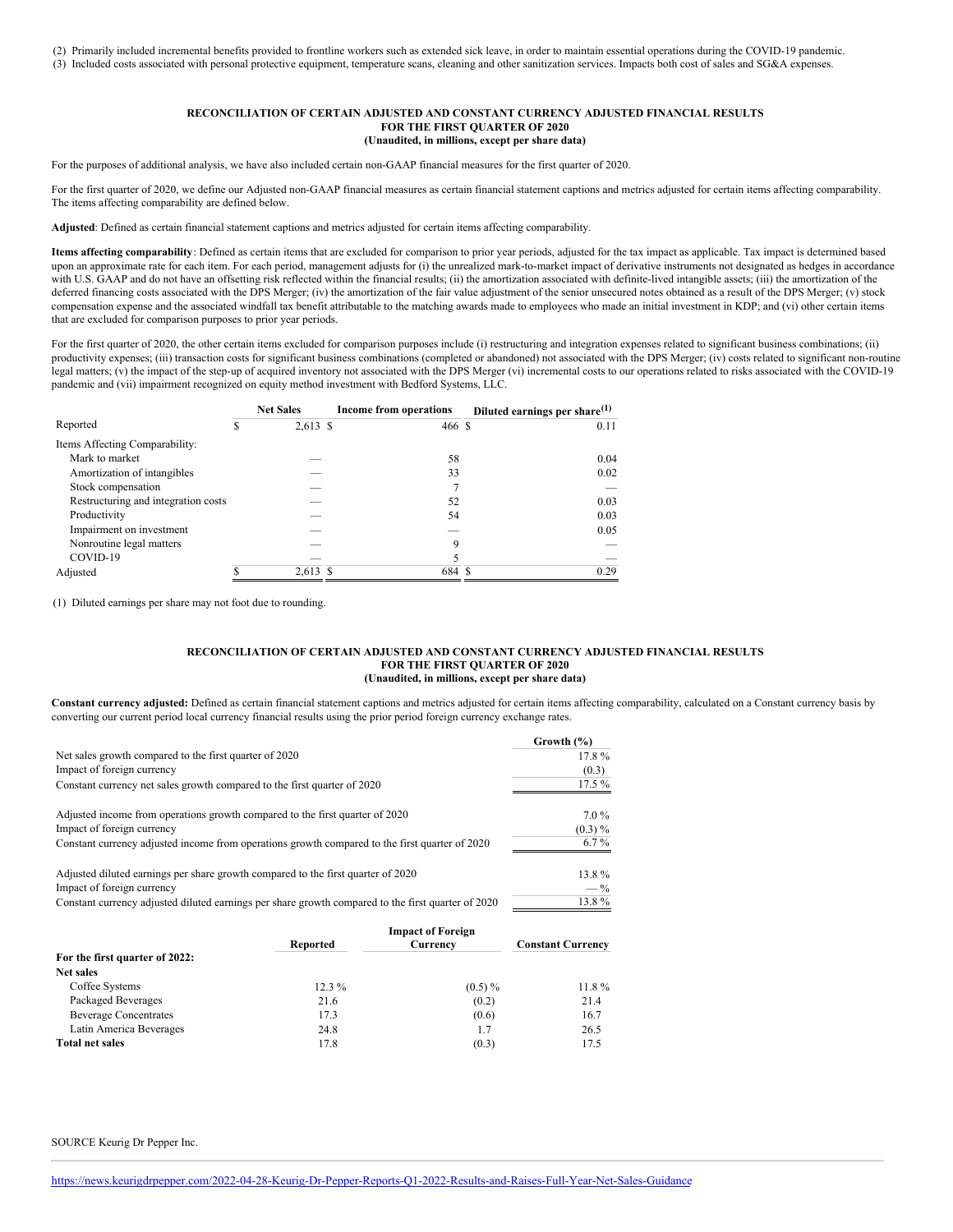(2) Primarily included incremental benefits provided to frontline workers such as extended sick leave, in order to maintain essential operations during the COVID-19 pandemic.

(3) Included costs associated with personal protective equipment, temperature scans, cleaning and other sanitization services. Impacts both cost of sales and SG&A expenses.

**RECONCILIATION OF CERTAIN ADJUSTED AND CONSTANT CURRENCY ADJUSTED FINANCIAL RESULTS**
**FOR THE FIRST QUARTER OF 2020**
**(Unaudited, in millions, except per share data)**

For the purposes of additional analysis, we have also included certain non-GAAP financial measures for the first quarter of 2020.

For the first quarter of 2020, we define our Adjusted non-GAAP financial measures as certain financial statement captions and metrics adjusted for certain items affecting comparability. The items affecting comparability are defined below.

**Adjusted**: Defined as certain financial statement captions and metrics adjusted for certain items affecting comparability.

**Items affecting comparability**: Defined as certain items that are excluded for comparison to prior year periods, adjusted for the tax impact as applicable. Tax impact is determined based upon an approximate rate for each item. For each period, management adjusts for (i) the unrealized mark-to-market impact of derivative instruments not designated as hedges in accordance with U.S. GAAP and do not have an offsetting risk reflected within the financial results; (ii) the amortization associated with definite-lived intangible assets; (iii) the amortization of the deferred financing costs associated with the DPS Merger; (iv) the amortization of the fair value adjustment of the senior unsecured notes obtained as a result of the DPS Merger; (v) stock compensation expense and the associated windfall tax benefit attributable to the matching awards made to employees who made an initial investment in KDP; and (vi) other certain items that are excluded for comparison purposes to prior year periods.

For the first quarter of 2020, the other certain items excluded for comparison purposes include (i) restructuring and integration expenses related to significant business combinations; (ii) productivity expenses; (iii) transaction costs for significant business combinations (completed or abandoned) not associated with the DPS Merger; (iv) costs related to significant non-routine legal matters; (v) the impact of the step-up of acquired inventory not associated with the DPS Merger (vi) incremental costs to our operations related to risks associated with the COVID-19 pandemic and (vii) impairment recognized on equity method investment with Bedford Systems, LLC.

| | Net Sales | Income from operations | Diluted earnings per share[1] |
|---|---|---|---|
| Reported | $ 2,613 | $ 466 | $ 0.11 |
| Items Affecting Comparability: | | | |
| Mark to market | — | 58 | 0.04 |
| Amortization of intangibles | — | 33 | 0.02 |
| Stock compensation | — | 7 | — |
| Restructuring and integration costs | — | 52 | 0.03 |
| Productivity | — | 54 | 0.03 |
| Impairment on investment | — | — | 0.05 |
| Nonroutine legal matters | — | 9 | — |
| COVID-19 | — | 5 | — |
| Adjusted | $ 2,613 | $ 684 | $ 0.29 |

(1) Diluted earnings per share may not foot due to rounding.

**RECONCILIATION OF CERTAIN ADJUSTED AND CONSTANT CURRENCY ADJUSTED FINANCIAL RESULTS**
**FOR THE FIRST QUARTER OF 2020**
**(Unaudited, in millions, except per share data)**

**Constant currency adjusted:** Defined as certain financial statement captions and metrics adjusted for certain items affecting comparability, calculated on a Constant currency basis by converting our current period local currency financial results using the prior period foreign currency exchange rates.

| | Growth (%) |
|---|---|
| Net sales growth compared to the first quarter of 2020 | 17.8 % |
| Impact of foreign currency | (0.3) |
| Constant currency net sales growth compared to the first quarter of 2020 | 17.5 % |
| | |
| Adjusted income from operations growth compared to the first quarter of 2020 | 7.0 % |
| Impact of foreign currency | (0.3) % |
| Constant currency adjusted income from operations growth compared to the first quarter of 2020 | 6.7 % |
| | |
| Adjusted diluted earnings per share growth compared to the first quarter of 2020 | 13.8 % |
| Impact of foreign currency | — % |
| Constant currency adjusted diluted earnings per share growth compared to the first quarter of 2020 | 13.8 % |

| | Reported | Impact of Foreign Currency | Constant Currency |
|---|---|---|---|
| **For the first quarter of 2022:** | | | |
| **Net sales** | | | |
| Coffee Systems | 12.3 % | (0.5) % | 11.8 % |
| Packaged Beverages | 21.6 | (0.2) | 21.4 |
| Beverage Concentrates | 17.3 | (0.6) | 16.7 |
| Latin America Beverages | 24.8 | 1.7 | 26.5 |
| **Total net sales** | 17.8 | (0.3) | 17.5 |

SOURCE Keurig Dr Pepper Inc.

https://news.keurigdrpepper.com/2022-04-28-Keurig-Dr-Pepper-Reports-Q1-2022-Results-and-Raises-Full-Year-Net-Sales-Guidance